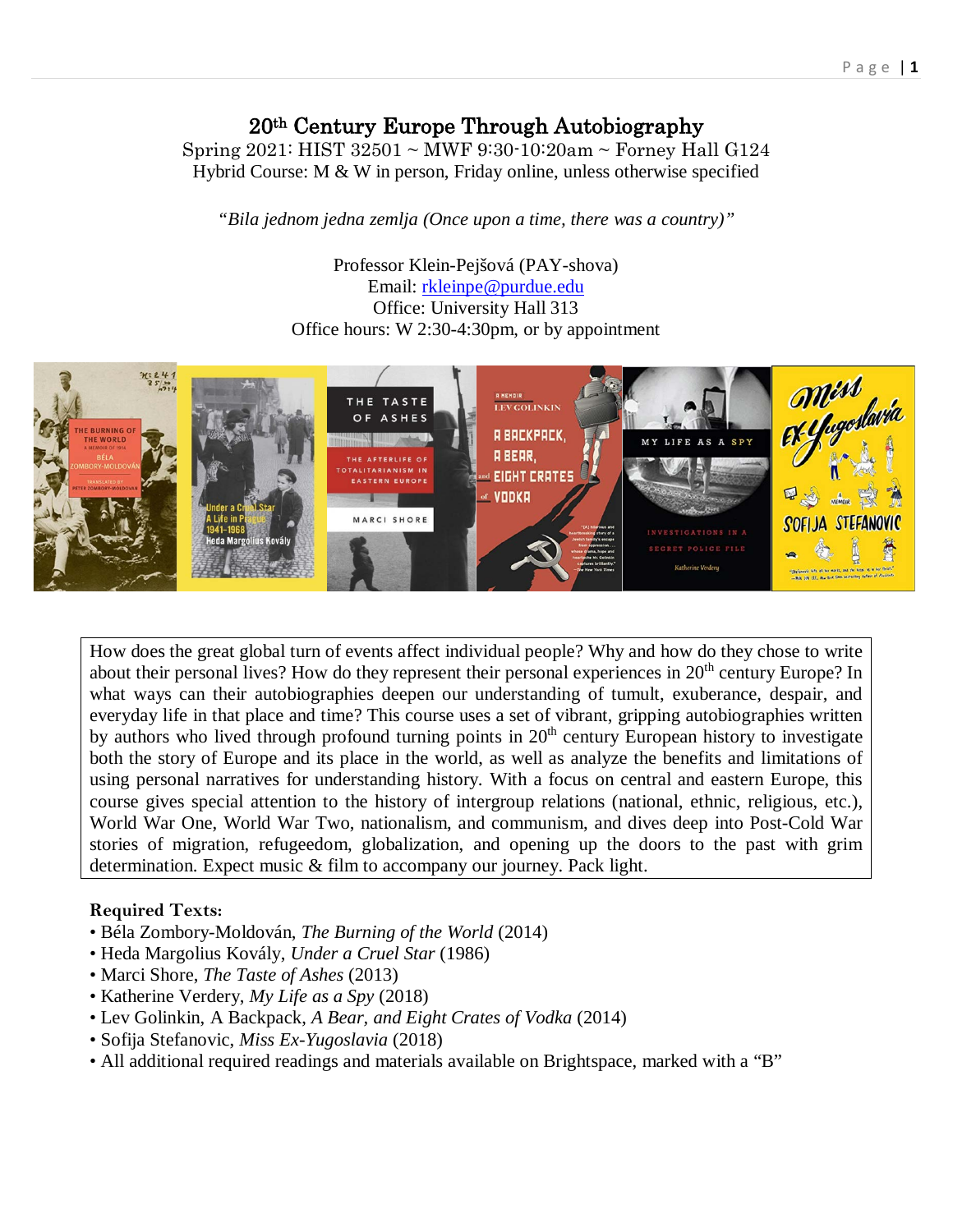# 20th Century Europe Through Autobiography

Spring 2021: HIST 32501 ~ MWF 9:30-10:20am ~ Forney Hall G124

Hybrid Course: M & W in person, Friday online, unless otherwise specified

*"Bila jednom jedna zemlja (Once upon a time, there was a country)"*

Professor Klein-Pejšová (PAY-shova)

Email: rkleinpe@purdue.edu

Office: University Hall 313

Office hours: W 2:30-4:30pm, or by appointment

How does the great global turn of events affect individual people? Why and how do they chose to write about their personal lives? How do they represent their personal experiences in 20th century Europe? In what ways can their autobiographies deepen our understanding of tumult, exuberance, despair, and everyday life in that place and time? This course uses a set of vibrant, gripping autobiographies written by authors who lived through profound turning points in 20th century European history to investigate both the story of Europe and its place in the world, as well as analyze the benefits and limitations of using personal narratives for understanding history. With a focus on central and eastern Europe, this course gives special attention to the history of intergroup relations (national, ethnic, religious, etc.), World War One, World War Two, nationalism, and communism, and dives deep into Post-Cold War stories of migration, refugeedom, globalization, and opening up the doors to the past with grim determination. Expect music & film to accompany our journey. Pack light.

**Required Texts:**

- Béla Zombory-Moldován, *The Burning of the World* (2014)
- Heda Margolius Kovály, *Under a Cruel Star* (1986)
- Marci Shore, *The Taste of Ashes* (2013)
- Katherine Verdery, *My Life as a Spy* (2018)
- Lev Golinkin, A Backpack, *A Bear, and Eight Crates of Vodka* (2014)
- Sofija Stefanovic, *Miss Ex-Yugoslavia* (2018)
- All additional required readings and materials available on Brightspace, marked with a "B"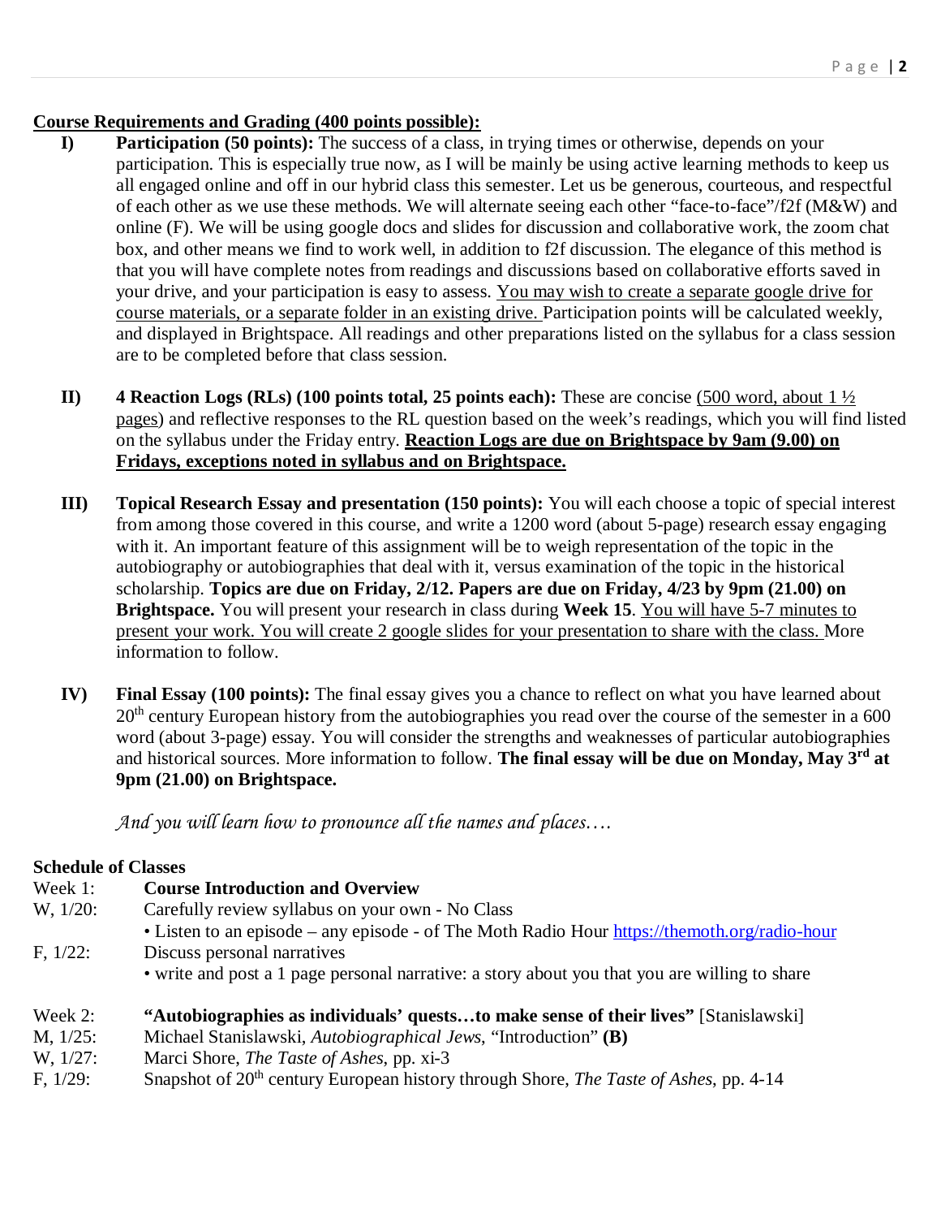**<u>Course Requirements and Grading (400 points possible):</u>**

I) **Participation (50 points):** The success of a class, in trying times or otherwise, depends on your participation. This is especially true now, as I will be mainly be using active learning methods to keep us all engaged online and off in our hybrid class this semester. Let us be generous, courteous, and respectful of each other as we use these methods. We will alternate seeing each other "face-to-face"/f2f (M&W) and online (F). We will be using google docs and slides for discussion and collaborative work, the zoom chat box, and other means we find to work well, in addition to f2f discussion. The elegance of this method is that you will have complete notes from readings and discussions based on collaborative efforts saved in your drive, and your participation is easy to assess. <u>You may wish to create a separate google drive for course materials, or a separate folder in an existing drive.</u> Participation points will be calculated weekly, and displayed in Brightspace. All readings and other preparations listed on the syllabus for a class session are to be completed before that class session.

II) **4 Reaction Logs (RLs) (100 points total, 25 points each):** These are concise (<u>500 word, about 1 ½ pages</u>) and reflective responses to the RL question based on the week's readings, which you will find listed on the syllabus under the Friday entry. **<u>Reaction Logs are due on Brightspace by 9am (9.00) on Fridays, exceptions noted in syllabus and on Brightspace.</u>**

III) **Topical Research Essay and presentation (150 points):** You will each choose a topic of special interest from among those covered in this course, and write a 1200 word (about 5-page) research essay engaging with it. An important feature of this assignment will be to weigh representation of the topic in the autobiography or autobiographies that deal with it, versus examination of the topic in the historical scholarship. **Topics are due on Friday, 2/12. Papers are due on Friday, 4/23 by 9pm (21.00) on Brightspace.** You will present your research in class during **Week 15**. <u>You will have 5-7 minutes to present your work. You will create 2 google slides for your presentation to share with the class.</u> More information to follow.

IV) **Final Essay (100 points):** The final essay gives you a chance to reflect on what you have learned about 20th century European history from the autobiographies you read over the course of the semester in a 600 word (about 3-page) essay. You will consider the strengths and weaknesses of particular autobiographies and historical sources. More information to follow. **The final essay will be due on Monday, May 3rd at 9pm (21.00) on Brightspace.**

*And you will learn how to pronounce all the names and places….*

**Schedule of Classes**

Week 1: **Course Introduction and Overview**

W, 1/20: Carefully review syllabus on your own - No Class
- Listen to an episode – any episode - of The Moth Radio Hour https://themoth.org/radio-hour

F, 1/22: Discuss personal narratives
- write and post a 1 page personal narrative: a story about you that you are willing to share

Week 2: **"Autobiographies as individuals' quests…to make sense of their lives"** [Stanislawski]

M, 1/25: Michael Stanislawski, *Autobiographical Jews*, "Introduction" **(B)**

W, 1/27: Marci Shore, *The Taste of Ashes*, pp. xi-3

F, 1/29: Snapshot of 20th century European history through Shore, *The Taste of Ashes*, pp. 4-14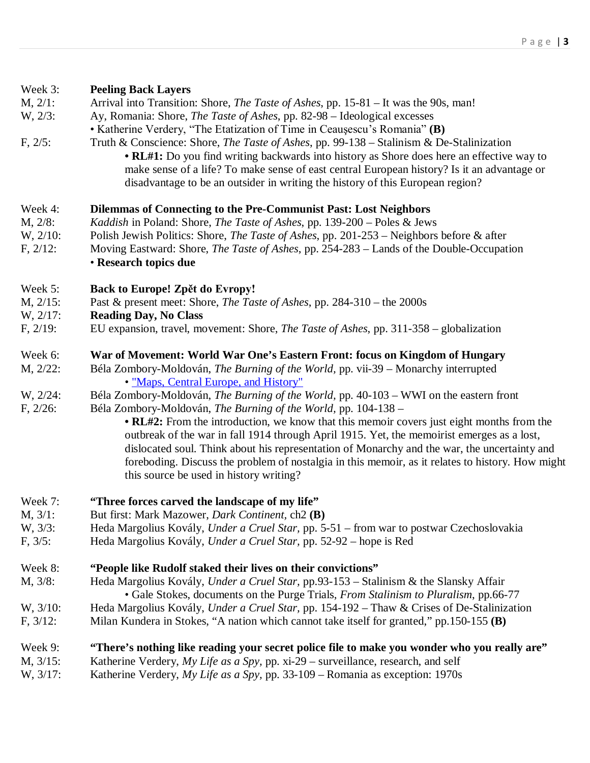**Week 3: Peeling Back Layers**

M, 2/1: Arrival into Transition: Shore, *The Taste of Ashes*, pp. 15-81 – It was the 90s, man!

W, 2/3: Ay, Romania: Shore, *The Taste of Ashes*, pp. 82-98 – Ideological excesses
- Katherine Verdery, "The Etatization of Time in Ceauşescu's Romania" **(B)**

F, 2/5: Truth & Conscience: Shore, *The Taste of Ashes*, pp. 99-138 – Stalinism & De-Stalinization
- **RL#1:** Do you find writing backwards into history as Shore does here an effective way to make sense of a life? To make sense of east central European history? Is it an advantage or disadvantage to be an outsider in writing the history of this European region?

**Week 4: Dilemmas of Connecting to the Pre-Communist Past: Lost Neighbors**

M, 2/8: *Kaddish* in Poland: Shore, *The Taste of Ashes*, pp. 139-200 – Poles & Jews

W, 2/10: Polish Jewish Politics: Shore, *The Taste of Ashes*, pp. 201-253 – Neighbors before & after

F, 2/12: Moving Eastward: Shore, *The Taste of Ashes*, pp. 254-283 – Lands of the Double-Occupation
- **Research topics due**

**Week 5: Back to Europe! Zpět do Evropy!**

M, 2/15: Past & present meet: Shore, *The Taste of Ashes*, pp. 284-310 – the 2000s

W, 2/17: **Reading Day, No Class**

F, 2/19: EU expansion, travel, movement: Shore, *The Taste of Ashes*, pp. 311-358 – globalization

**Week 6: War of Movement: World War One's Eastern Front: focus on Kingdom of Hungary**

M, 2/22: Béla Zombory-Moldován, *The Burning of the World*, pp. vii-39 – Monarchy interrupted
- "Maps, Central Europe, and History"

W, 2/24: Béla Zombory-Moldován, *The Burning of the World*, pp. 40-103 – WWI on the eastern front

F, 2/26: Béla Zombory-Moldován, *The Burning of the World*, pp. 104-138 –
- **RL#2:** From the introduction, we know that this memoir covers just eight months from the outbreak of the war in fall 1914 through April 1915. Yet, the memoirist emerges as a lost, dislocated soul. Think about his representation of Monarchy and the war, the uncertainty and foreboding. Discuss the problem of nostalgia in this memoir, as it relates to history. How might this source be used in history writing?

**Week 7: "Three forces carved the landscape of my life"**

M, 3/1: But first: Mark Mazower, *Dark Continent*, ch2 **(B)**

W, 3/3: Heda Margolius Kovály, *Under a Cruel Star*, pp. 5-51 – from war to postwar Czechoslovakia

F, 3/5: Heda Margolius Kovály, *Under a Cruel Star*, pp. 52-92 – hope is Red

**Week 8: "People like Rudolf staked their lives on their convictions"**

M, 3/8: Heda Margolius Kovály, *Under a Cruel Star*, pp.93-153 – Stalinism & the Slansky Affair
- Gale Stokes, documents on the Purge Trials, *From Stalinism to Pluralism*, pp.66-77

W, 3/10: Heda Margolius Kovály, *Under a Cruel Star*, pp. 154-192 – Thaw & Crises of De-Stalinization

F, 3/12: Milan Kundera in Stokes, "A nation which cannot take itself for granted," pp.150-155 **(B)**

**Week 9: "There's nothing like reading your secret police file to make you wonder who you really are"**

M, 3/15: Katherine Verdery, *My Life as a Spy*, pp. xi-29 – surveillance, research, and self

W, 3/17: Katherine Verdery, *My Life as a Spy*, pp. 33-109 – Romania as exception: 1970s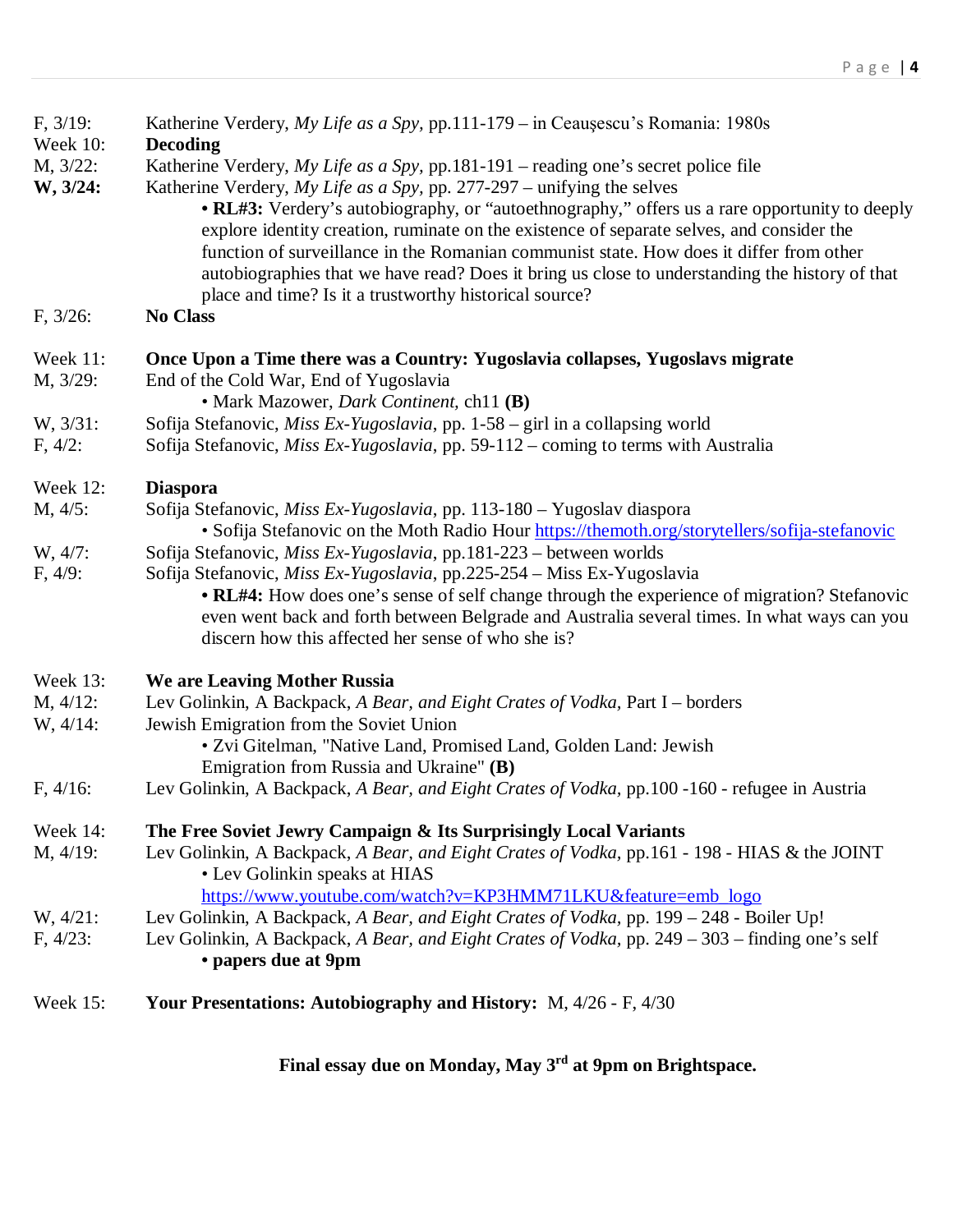F, 3/19: Katherine Verdery, *My Life as a Spy,* pp.111-179 – in Ceauşescu's Romania: 1980s

Week 10: **Decoding**

M, 3/22: Katherine Verdery, *My Life as a Spy,* pp.181-191 – reading one's secret police file

**W, 3/24:** Katherine Verdery, *My Life as a Spy,* pp. 277-297 – unifying the selves

- **RL#3:** Verdery's autobiography, or "autoethnography," offers us a rare opportunity to deeply explore identity creation, ruminate on the existence of separate selves, and consider the function of surveillance in the Romanian communist state. How does it differ from other autobiographies that we have read? Does it bring us close to understanding the history of that place and time? Is it a trustworthy historical source?

F, 3/26: **No Class**

Week 11: **Once Upon a Time there was a Country: Yugoslavia collapses, Yugoslavs migrate**

M, 3/29: End of the Cold War, End of Yugoslavia

- Mark Mazower, *Dark Continent,* ch11 **(B)**

W, 3/31: Sofija Stefanovic, *Miss Ex-Yugoslavia*, pp. 1-58 – girl in a collapsing world

F, 4/2: Sofija Stefanovic, *Miss Ex-Yugoslavia*, pp. 59-112 – coming to terms with Australia

Week 12: **Diaspora**

M, 4/5: Sofija Stefanovic, *Miss Ex-Yugoslavia*, pp. 113-180 – Yugoslav diaspora

- Sofija Stefanovic on the Moth Radio Hour https://themoth.org/storytellers/sofija-stefanovic

W, 4/7: Sofija Stefanovic, *Miss Ex-Yugoslavia*, pp.181-223 – between worlds

F, 4/9: Sofija Stefanovic, *Miss Ex-Yugoslavia*, pp.225-254 – Miss Ex-Yugoslavia

- **RL#4:** How does one's sense of self change through the experience of migration? Stefanovic even went back and forth between Belgrade and Australia several times. In what ways can you discern how this affected her sense of who she is?

Week 13: **We are Leaving Mother Russia**

M, 4/12: Lev Golinkin, A Backpack, *A Bear, and Eight Crates of Vodka,* Part I – borders

W, 4/14: Jewish Emigration from the Soviet Union

- Zvi Gitelman, "Native Land, Promised Land, Golden Land: Jewish Emigration from Russia and Ukraine" **(B)**

F, 4/16: Lev Golinkin, A Backpack, *A Bear, and Eight Crates of Vodka,* pp.100 -160 - refugee in Austria

Week 14: **The Free Soviet Jewry Campaign & Its Surprisingly Local Variants**

M, 4/19: Lev Golinkin, A Backpack, *A Bear, and Eight Crates of Vodka,* pp.161 - 198 - HIAS & the JOINT

- Lev Golinkin speaks at HIAS https://www.youtube.com/watch?v=KP3HMM71LKU&feature=emb_logo

W, 4/21: Lev Golinkin, A Backpack, *A Bear, and Eight Crates of Vodka,* pp. 199 – 248 - Boiler Up!

F, 4/23: Lev Golinkin, A Backpack, *A Bear, and Eight Crates of Vodka,* pp. 249 – 303 – finding one's self

- **papers due at 9pm**

Week 15: **Your Presentations: Autobiography and History:** M, 4/26 - F, 4/30

**Final essay due on Monday, May 3rd at 9pm on Brightspace.**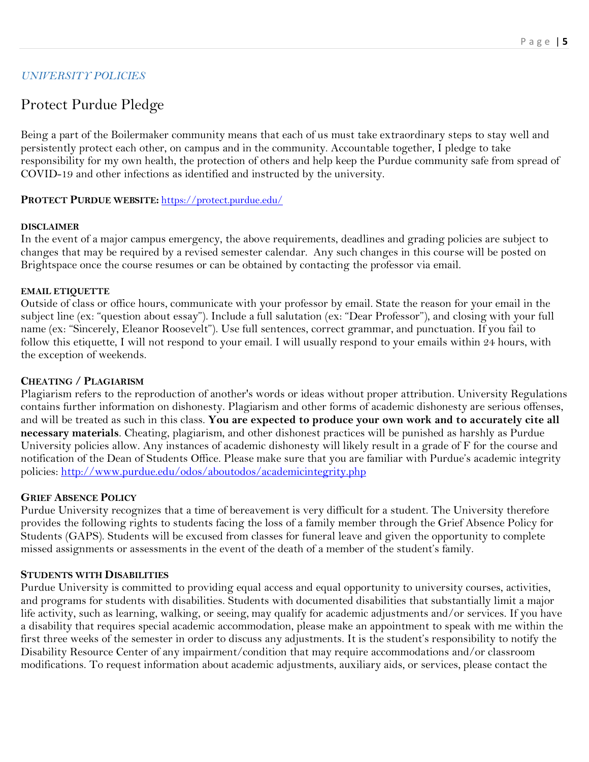*UNIVERSITY POLICIES*

# Protect Purdue Pledge

Being a part of the Boilermaker community means that each of us must take extraordinary steps to stay well and persistently protect each other, on campus and in the community. Accountable together, I pledge to take responsibility for my own health, the protection of others and help keep the Purdue community safe from spread of COVID-19 and other infections as identified and instructed by the university.

**PROTECT PURDUE WEBSITE:** [https://protect.purdue.edu/](https://protect.purdue.edu/)

**DISCLAIMER**

In the event of a major campus emergency, the above requirements, deadlines and grading policies are subject to changes that may be required by a revised semester calendar. Any such changes in this course will be posted on Brightspace once the course resumes or can be obtained by contacting the professor via email.

**EMAIL ETIQUETTE**

Outside of class or office hours, communicate with your professor by email. State the reason for your email in the subject line (ex: "question about essay"). Include a full salutation (ex: "Dear Professor"), and closing with your full name (ex: "Sincerely, Eleanor Roosevelt"). Use full sentences, correct grammar, and punctuation. If you fail to follow this etiquette, I will not respond to your email. I will usually respond to your emails within 24 hours, with the exception of weekends.

**CHEATING / PLAGIARISM**

Plagiarism refers to the reproduction of another's words or ideas without proper attribution. University Regulations contains further information on dishonesty. Plagiarism and other forms of academic dishonesty are serious offenses, and will be treated as such in this class. **You are expected to produce your own work and to accurately cite all necessary materials**. Cheating, plagiarism, and other dishonest practices will be punished as harshly as Purdue University policies allow. Any instances of academic dishonesty will likely result in a grade of F for the course and notification of the Dean of Students Office. Please make sure that you are familiar with Purdue's academic integrity policies: [http://www.purdue.edu/odos/aboutodos/academicintegrity.php](http://www.purdue.edu/odos/aboutodos/academicintegrity.php)

**GRIEF ABSENCE POLICY**

Purdue University recognizes that a time of bereavement is very difficult for a student. The University therefore provides the following rights to students facing the loss of a family member through the Grief Absence Policy for Students (GAPS). Students will be excused from classes for funeral leave and given the opportunity to complete missed assignments or assessments in the event of the death of a member of the student's family.

**STUDENTS WITH DISABILITIES**

Purdue University is committed to providing equal access and equal opportunity to university courses, activities, and programs for students with disabilities. Students with documented disabilities that substantially limit a major life activity, such as learning, walking, or seeing, may qualify for academic adjustments and/or services. If you have a disability that requires special academic accommodation, please make an appointment to speak with me within the first three weeks of the semester in order to discuss any adjustments. It is the student's responsibility to notify the Disability Resource Center of any impairment/condition that may require accommodations and/or classroom modifications. To request information about academic adjustments, auxiliary aids, or services, please contact the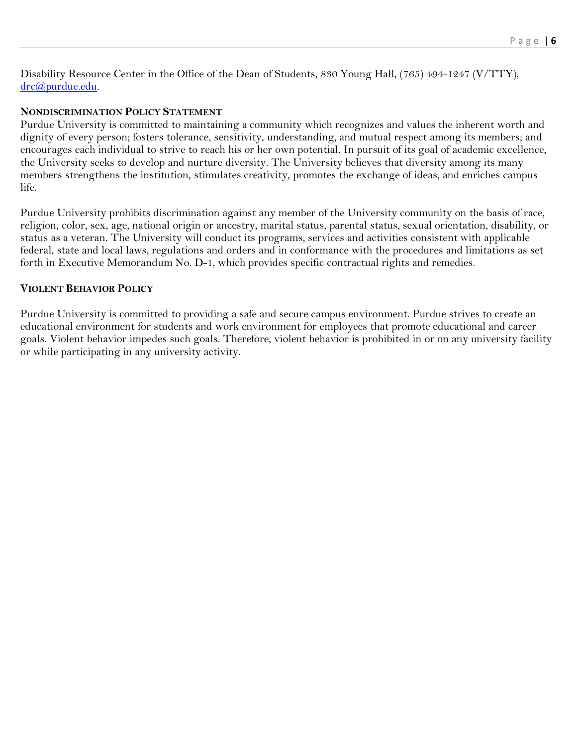Disability Resource Center in the Office of the Dean of Students, 830 Young Hall, (765) 494-1247 (V/TTY), [drc@purdue.edu](mailto:drc@purdue.edu).

**NONDISCRIMINATION POLICY STATEMENT**

Purdue University is committed to maintaining a community which recognizes and values the inherent worth and dignity of every person; fosters tolerance, sensitivity, understanding, and mutual respect among its members; and encourages each individual to strive to reach his or her own potential. In pursuit of its goal of academic excellence, the University seeks to develop and nurture diversity. The University believes that diversity among its many members strengthens the institution, stimulates creativity, promotes the exchange of ideas, and enriches campus life.

Purdue University prohibits discrimination against any member of the University community on the basis of race, religion, color, sex, age, national origin or ancestry, marital status, parental status, sexual orientation, disability, or status as a veteran. The University will conduct its programs, services and activities consistent with applicable federal, state and local laws, regulations and orders and in conformance with the procedures and limitations as set forth in Executive Memorandum No. D-1, which provides specific contractual rights and remedies.

**VIOLENT BEHAVIOR POLICY**

Purdue University is committed to providing a safe and secure campus environment. Purdue strives to create an educational environment for students and work environment for employees that promote educational and career goals. Violent behavior impedes such goals. Therefore, violent behavior is prohibited in or on any university facility or while participating in any university activity.